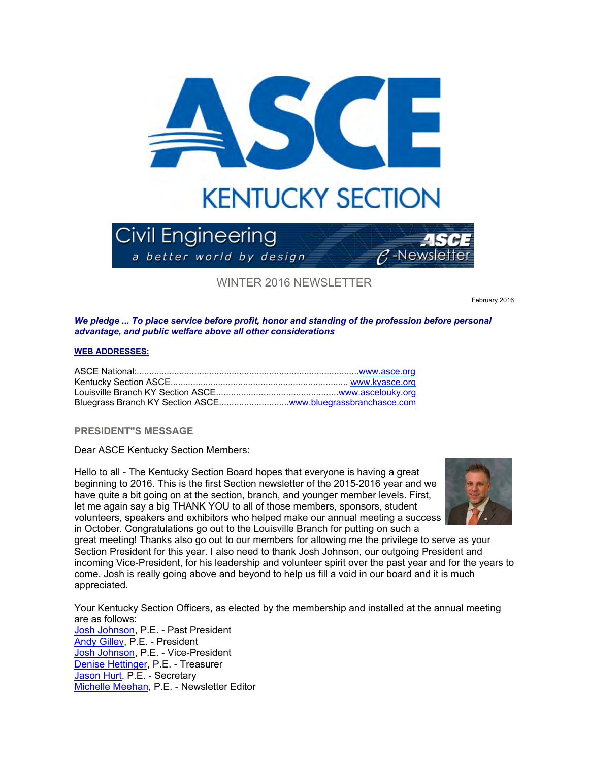# ASCE KENTUCKY SECTION

Civil Engineering
a better world by design
ASCE e-Newsletter

## WINTER 2016 NEWSLETTER

February 2016

***We pledge ... To place service before profit, honor and standing of the profession before personal advantage, and public welfare above all other considerations***

**WEB ADDRESSES:**

ASCE National:........................................................................................www.asce.org
Kentucky Section ASCE...................................................................... www.kyasce.org
Louisville Branch KY Section ASCE................................................www.ascelouky.org
Bluegrass Branch KY Section ASCE...........................www.bluegrassbranchasce.com

### PRESIDENT"S MESSAGE

Dear ASCE Kentucky Section Members:

Hello to all - The Kentucky Section Board hopes that everyone is having a great beginning to 2016. This is the first Section newsletter of the 2015-2016 year and we have quite a bit going on at the section, branch, and younger member levels. First, let me again say a big THANK YOU to all of those members, sponsors, student volunteers, speakers and exhibitors who helped make our annual meeting a success in October. Congratulations go out to the Louisville Branch for putting on such a great meeting! Thanks also go out to our members for allowing me the privilege to serve as your Section President for this year. I also need to thank Josh Johnson, our outgoing President and incoming Vice-President, for his leadership and volunteer spirit over the past year and for the years to come. Josh is really going above and beyond to help us fill a void in our board and it is much appreciated.

Your Kentucky Section Officers, as elected by the membership and installed at the annual meeting are as follows:
Josh Johnson, P.E. - Past President
Andy Gilley, P.E. - President
Josh Johnson, P.E. - Vice-President
Denise Hettinger, P.E. - Treasurer
Jason Hurt, P.E. - Secretary
Michelle Meehan, P.E. - Newsletter Editor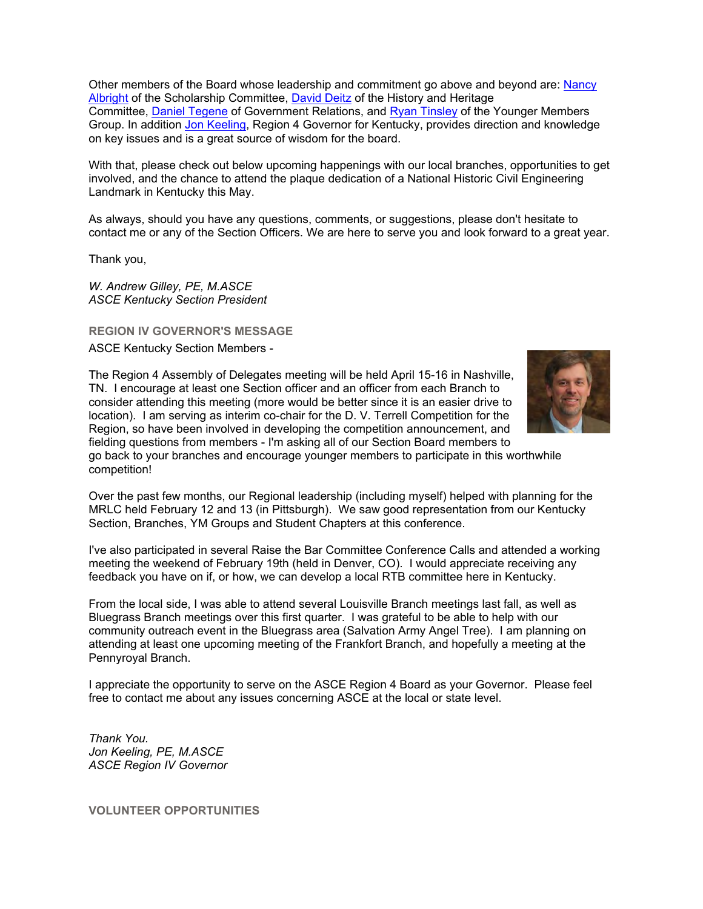Other members of the Board whose leadership and commitment go above and beyond are: Nancy Albright of the Scholarship Committee, David Deitz of the History and Heritage Committee, Daniel Tegene of Government Relations, and Ryan Tinsley of the Younger Members Group. In addition Jon Keeling, Region 4 Governor for Kentucky, provides direction and knowledge on key issues and is a great source of wisdom for the board.

With that, please check out below upcoming happenings with our local branches, opportunities to get involved, and the chance to attend the plaque dedication of a National Historic Civil Engineering Landmark in Kentucky this May.

As always, should you have any questions, comments, or suggestions, please don't hesitate to contact me or any of the Section Officers. We are here to serve you and look forward to a great year.

Thank you,

*W. Andrew Gilley, PE, M.ASCE*
*ASCE Kentucky Section President*

## REGION IV GOVERNOR'S MESSAGE

ASCE Kentucky Section Members -

The Region 4 Assembly of Delegates meeting will be held April 15-16 in Nashville, TN. I encourage at least one Section officer and an officer from each Branch to consider attending this meeting (more would be better since it is an easier drive to location). I am serving as interim co-chair for the D. V. Terrell Competition for the Region, so have been involved in developing the competition announcement, and fielding questions from members - I'm asking all of our Section Board members to go back to your branches and encourage younger members to participate in this worthwhile competition!

Over the past few months, our Regional leadership (including myself) helped with planning for the MRLC held February 12 and 13 (in Pittsburgh). We saw good representation from our Kentucky Section, Branches, YM Groups and Student Chapters at this conference.

I've also participated in several Raise the Bar Committee Conference Calls and attended a working meeting the weekend of February 19th (held in Denver, CO). I would appreciate receiving any feedback you have on if, or how, we can develop a local RTB committee here in Kentucky.

From the local side, I was able to attend several Louisville Branch meetings last fall, as well as Bluegrass Branch meetings over this first quarter. I was grateful to be able to help with our community outreach event in the Bluegrass area (Salvation Army Angel Tree). I am planning on attending at least one upcoming meeting of the Frankfort Branch, and hopefully a meeting at the Pennyroyal Branch.

I appreciate the opportunity to serve on the ASCE Region 4 Board as your Governor. Please feel free to contact me about any issues concerning ASCE at the local or state level.

*Thank You.*
*Jon Keeling, PE, M.ASCE*
*ASCE Region IV Governor*

## VOLUNTEER OPPORTUNITIES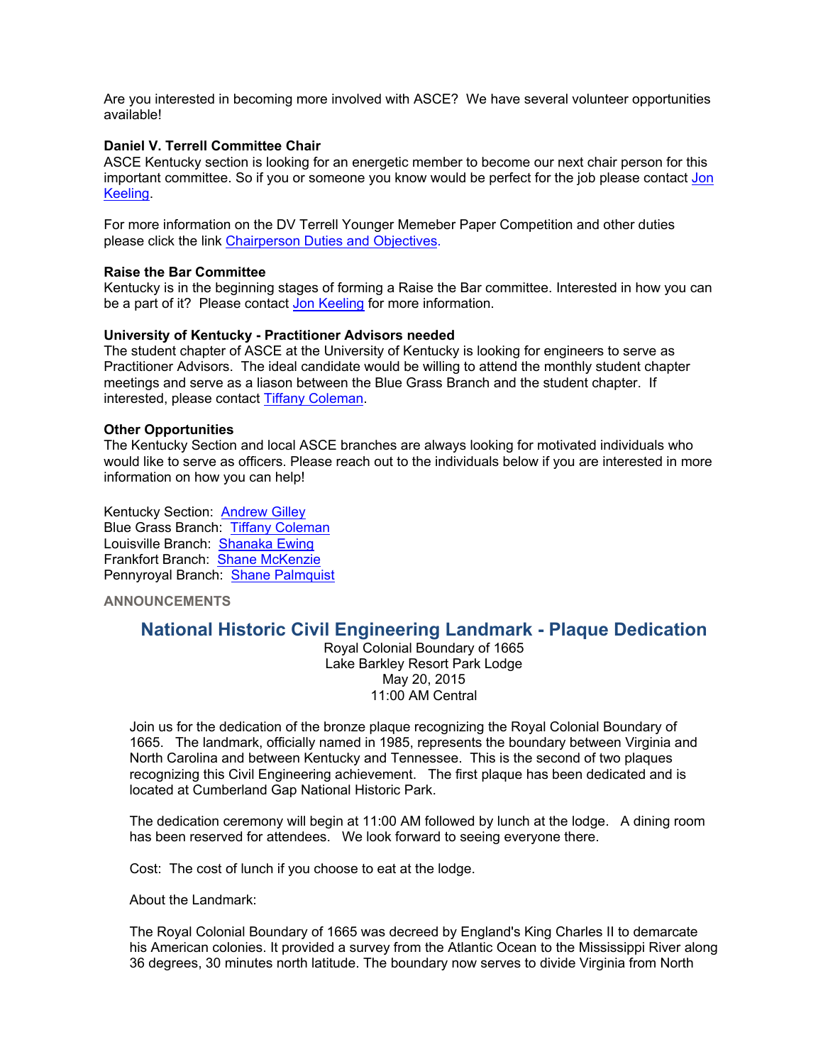Are you interested in becoming more involved with ASCE? We have several volunteer opportunities available!

**Daniel V. Terrell Committee Chair**
ASCE Kentucky section is looking for an energetic member to become our next chair person for this important committee. So if you or someone you know would be perfect for the job please contact Jon Keeling.

For more information on the DV Terrell Younger Memeber Paper Competition and other duties please click the link Chairperson Duties and Objectives.

**Raise the Bar Committee**
Kentucky is in the beginning stages of forming a Raise the Bar committee. Interested in how you can be a part of it? Please contact Jon Keeling for more information.

**University of Kentucky - Practitioner Advisors needed**
The student chapter of ASCE at the University of Kentucky is looking for engineers to serve as Practitioner Advisors. The ideal candidate would be willing to attend the monthly student chapter meetings and serve as a liason between the Blue Grass Branch and the student chapter. If interested, please contact Tiffany Coleman.

**Other Opportunities**
The Kentucky Section and local ASCE branches are always looking for motivated individuals who would like to serve as officers. Please reach out to the individuals below if you are interested in more information on how you can help!

Kentucky Section: Andrew Gilley
Blue Grass Branch: Tiffany Coleman
Louisville Branch: Shanaka Ewing
Frankfort Branch: Shane McKenzie
Pennyroyal Branch: Shane Palmquist

**ANNOUNCEMENTS**

## National Historic Civil Engineering Landmark - Plaque Dedication

Royal Colonial Boundary of 1665
Lake Barkley Resort Park Lodge
May 20, 2015
11:00 AM Central

Join us for the dedication of the bronze plaque recognizing the Royal Colonial Boundary of 1665. The landmark, officially named in 1985, represents the boundary between Virginia and North Carolina and between Kentucky and Tennessee. This is the second of two plaques recognizing this Civil Engineering achievement. The first plaque has been dedicated and is located at Cumberland Gap National Historic Park.

The dedication ceremony will begin at 11:00 AM followed by lunch at the lodge. A dining room has been reserved for attendees. We look forward to seeing everyone there.

Cost: The cost of lunch if you choose to eat at the lodge.

About the Landmark:

The Royal Colonial Boundary of 1665 was decreed by England's King Charles II to demarcate his American colonies. It provided a survey from the Atlantic Ocean to the Mississippi River along 36 degrees, 30 minutes north latitude. The boundary now serves to divide Virginia from North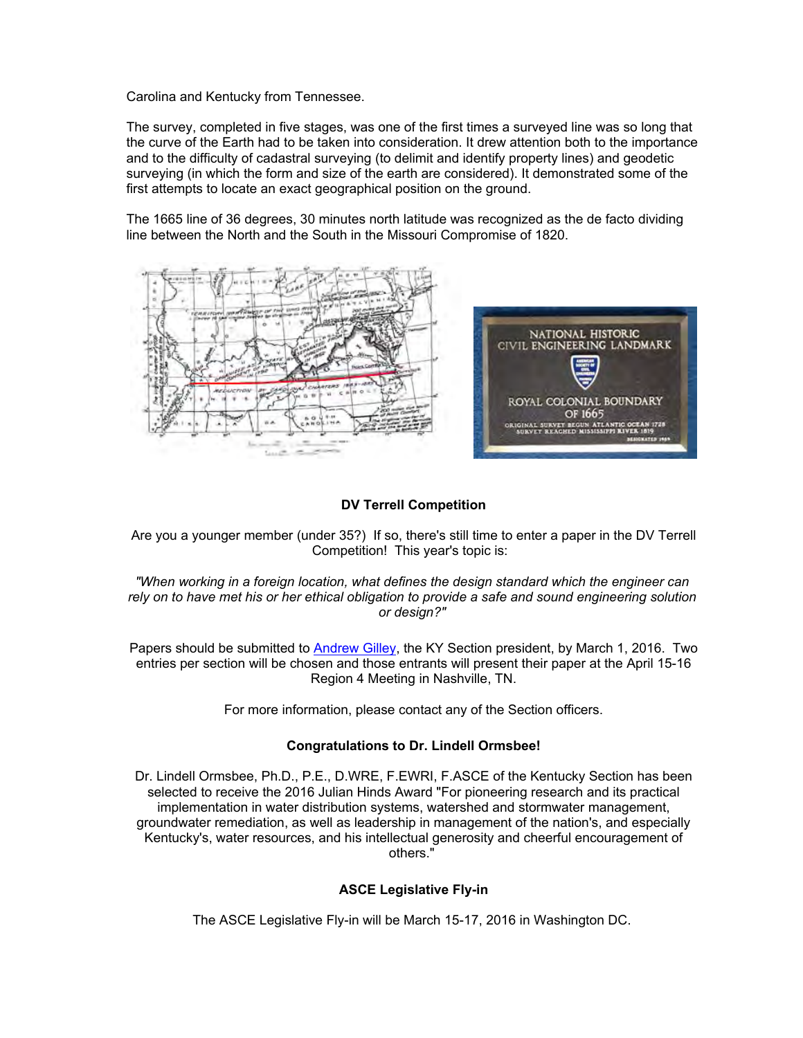Carolina and Kentucky from Tennessee.

The survey, completed in five stages, was one of the first times a surveyed line was so long that the curve of the Earth had to be taken into consideration. It drew attention both to the importance and to the difficulty of cadastral surveying (to delimit and identify property lines) and geodetic surveying (in which the form and size of the earth are considered). It demonstrated some of the first attempts to locate an exact geographical position on the ground.

The 1665 line of 36 degrees, 30 minutes north latitude was recognized as the de facto dividing line between the North and the South in the Missouri Compromise of 1820.

### DV Terrell Competition

Are you a younger member (under 35?) If so, there's still time to enter a paper in the DV Terrell Competition! This year's topic is:

*"When working in a foreign location, what defines the design standard which the engineer can rely on to have met his or her ethical obligation to provide a safe and sound engineering solution or design?"*

Papers should be submitted to [Andrew Gilley](), the KY Section president, by March 1, 2016. Two entries per section will be chosen and those entrants will present their paper at the April 15-16 Region 4 Meeting in Nashville, TN.

For more information, please contact any of the Section officers.

### Congratulations to Dr. Lindell Ormsbee!

Dr. Lindell Ormsbee, Ph.D., P.E., D.WRE, F.EWRI, F.ASCE of the Kentucky Section has been selected to receive the 2016 Julian Hinds Award "For pioneering research and its practical implementation in water distribution systems, watershed and stormwater management, groundwater remediation, as well as leadership in management of the nation's, and especially Kentucky's, water resources, and his intellectual generosity and cheerful encouragement of others."

### ASCE Legislative Fly-in

The ASCE Legislative Fly-in will be March 15-17, 2016 in Washington DC.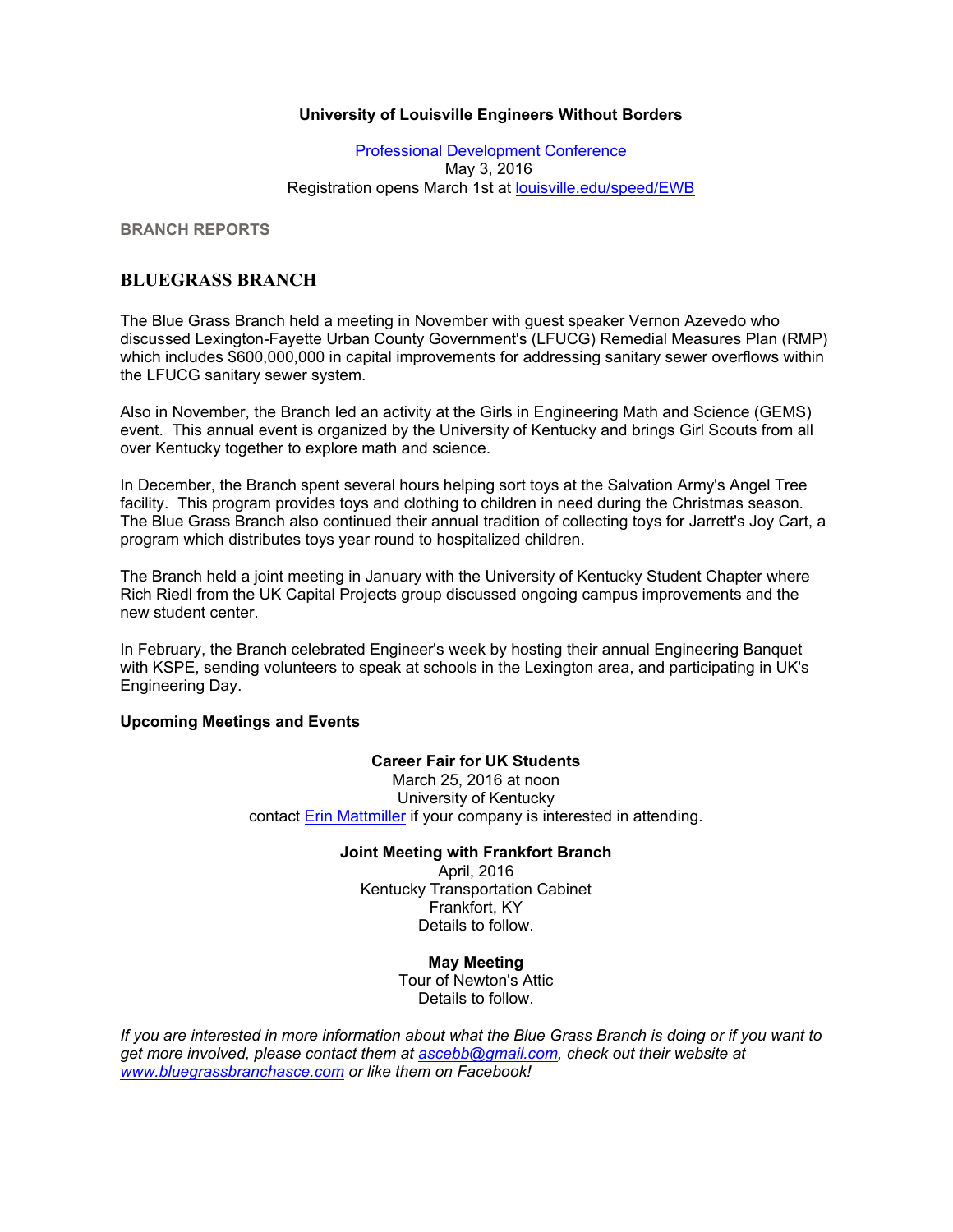**University of Louisville Engineers Without Borders**

Professional Development Conference
May 3, 2016
Registration opens March 1st at louisville.edu/speed/EWB

**BRANCH REPORTS**

## BLUEGRASS BRANCH

The Blue Grass Branch held a meeting in November with guest speaker Vernon Azevedo who discussed Lexington-Fayette Urban County Government's (LFUCG) Remedial Measures Plan (RMP) which includes $600,000,000 in capital improvements for addressing sanitary sewer overflows within the LFUCG sanitary sewer system.

Also in November, the Branch led an activity at the Girls in Engineering Math and Science (GEMS) event. This annual event is organized by the University of Kentucky and brings Girl Scouts from all over Kentucky together to explore math and science.

In December, the Branch spent several hours helping sort toys at the Salvation Army's Angel Tree facility. This program provides toys and clothing to children in need during the Christmas season. The Blue Grass Branch also continued their annual tradition of collecting toys for Jarrett's Joy Cart, a program which distributes toys year round to hospitalized children.

The Branch held a joint meeting in January with the University of Kentucky Student Chapter where Rich Riedl from the UK Capital Projects group discussed ongoing campus improvements and the new student center.

In February, the Branch celebrated Engineer's week by hosting their annual Engineering Banquet with KSPE, sending volunteers to speak at schools in the Lexington area, and participating in UK's Engineering Day.

**Upcoming Meetings and Events**

**Career Fair for UK Students**
March 25, 2016 at noon
University of Kentucky
contact Erin Mattmiller if your company is interested in attending.

**Joint Meeting with Frankfort Branch**
April, 2016
Kentucky Transportation Cabinet
Frankfort, KY
Details to follow.

**May Meeting**
Tour of Newton's Attic
Details to follow.

*If you are interested in more information about what the Blue Grass Branch is doing or if you want to get more involved, please contact them at ascebb@gmail.com, check out their website at www.bluegrassbranchasce.com or like them on Facebook!*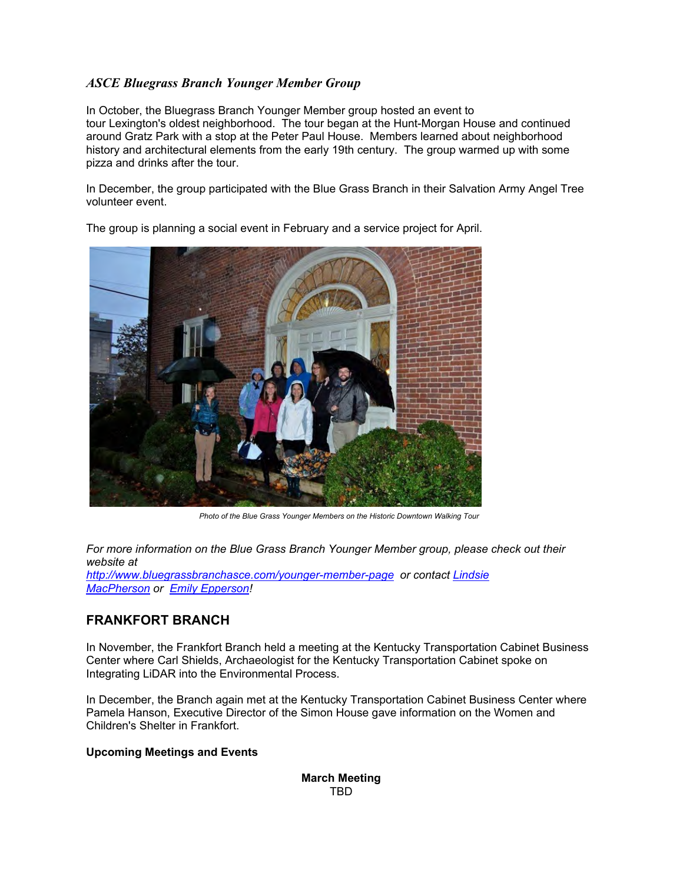### *ASCE Bluegrass Branch Younger Member Group*

In October, the Bluegrass Branch Younger Member group hosted an event to tour Lexington's oldest neighborhood. The tour began at the Hunt-Morgan House and continued around Gratz Park with a stop at the Peter Paul House. Members learned about neighborhood history and architectural elements from the early 19th century. The group warmed up with some pizza and drinks after the tour.

In December, the group participated with the Blue Grass Branch in their Salvation Army Angel Tree volunteer event.

The group is planning a social event in February and a service project for April.

*Photo of the Blue Grass Younger Members on the Historic Downtown Walking Tour*

*For more information on the Blue Grass Branch Younger Member group, please check out their website at [http://www.bluegrassbranchasce.com/younger-member-page](http://www.bluegrassbranchasce.com/younger-member-page) or contact [Lindsie MacPherson]() or [Emily Epperson]()!*

## FRANKFORT BRANCH

In November, the Frankfort Branch held a meeting at the Kentucky Transportation Cabinet Business Center where Carl Shields, Archaeologist for the Kentucky Transportation Cabinet spoke on Integrating LiDAR into the Environmental Process.

In December, the Branch again met at the Kentucky Transportation Cabinet Business Center where Pamela Hanson, Executive Director of the Simon House gave information on the Women and Children's Shelter in Frankfort.

**Upcoming Meetings and Events**

**March Meeting**
TBD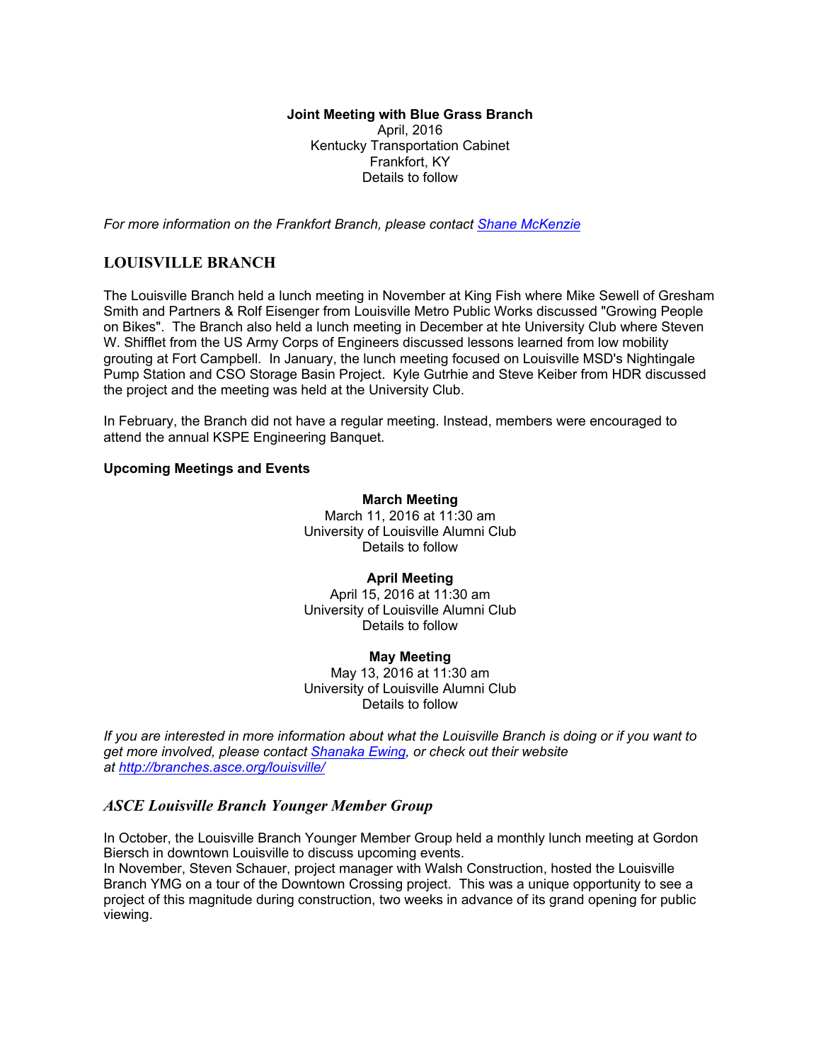**Joint Meeting with Blue Grass Branch**
April, 2016
Kentucky Transportation Cabinet
Frankfort, KY
Details to follow

*For more information on the Frankfort Branch, please contact [Shane McKenzie]()*

## LOUISVILLE BRANCH

The Louisville Branch held a lunch meeting in November at King Fish where Mike Sewell of Gresham Smith and Partners & Rolf Eisenger from Louisville Metro Public Works discussed "Growing People on Bikes". The Branch also held a lunch meeting in December at hte University Club where Steven W. Shifflet from the US Army Corps of Engineers discussed lessons learned from low mobility grouting at Fort Campbell. In January, the lunch meeting focused on Louisville MSD's Nightingale Pump Station and CSO Storage Basin Project. Kyle Gutrhie and Steve Keiber from HDR discussed the project and the meeting was held at the University Club.

In February, the Branch did not have a regular meeting. Instead, members were encouraged to attend the annual KSPE Engineering Banquet.

**Upcoming Meetings and Events**

**March Meeting**
March 11, 2016 at 11:30 am
University of Louisville Alumni Club
Details to follow

**April Meeting**
April 15, 2016 at 11:30 am
University of Louisville Alumni Club
Details to follow

**May Meeting**
May 13, 2016 at 11:30 am
University of Louisville Alumni Club
Details to follow

*If you are interested in more information about what the Louisville Branch is doing or if you want to get more involved, please contact [Shanaka Ewing](), or check out their website at [http://branches.asce.org/louisville/](http://branches.asce.org/louisville/)*

### *ASCE Louisville Branch Younger Member Group*

In October, the Louisville Branch Younger Member Group held a monthly lunch meeting at Gordon Biersch in downtown Louisville to discuss upcoming events.
In November, Steven Schauer, project manager with Walsh Construction, hosted the Louisville Branch YMG on a tour of the Downtown Crossing project. This was a unique opportunity to see a project of this magnitude during construction, two weeks in advance of its grand opening for public viewing.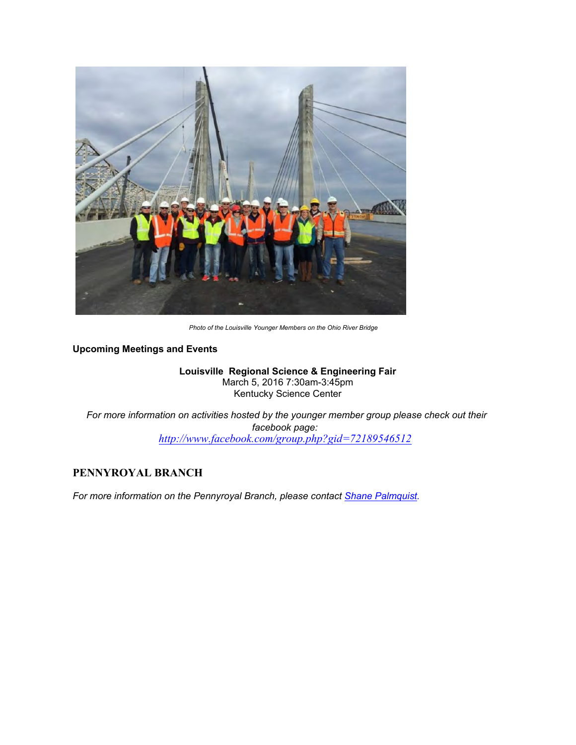*Photo of the Louisville Younger Members on the Ohio River Bridge*

**Upcoming Meetings and Events**

**Louisville Regional Science & Engineering Fair**
March 5, 2016 7:30am-3:45pm
Kentucky Science Center

*For more information on activities hosted by the younger member group please check out their facebook page:*
*http://www.facebook.com/group.php?gid=72189546512*

## PENNYROYAL BRANCH

*For more information on the Pennyroyal Branch, please contact Shane Palmquist.*